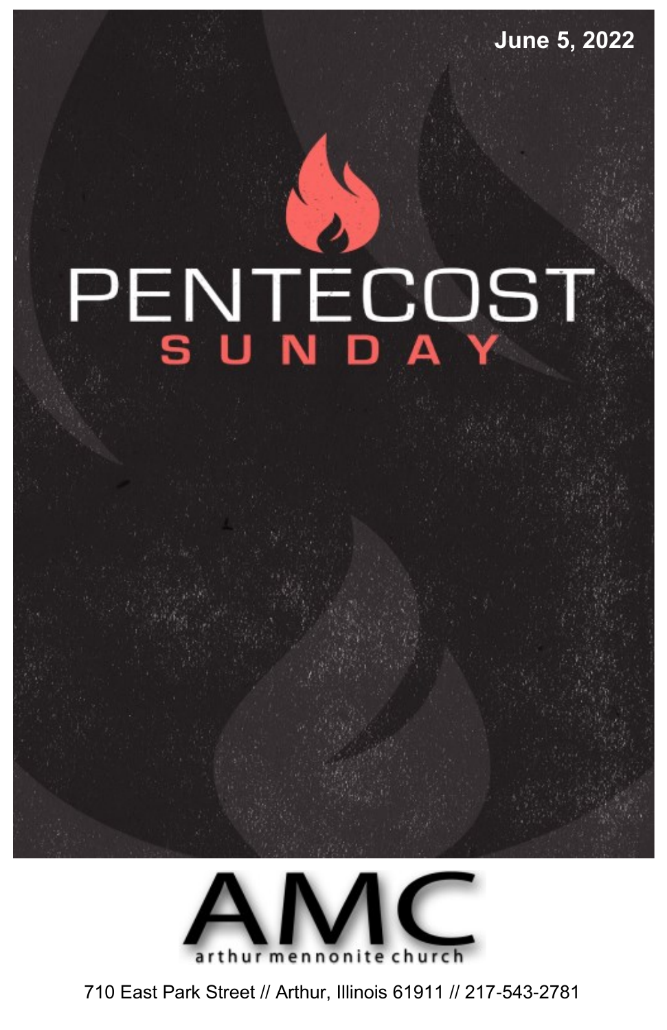June 5, 2022

# PENTECOST SUNDAY

## AMC

arthur mennonite church

710 East Park Street // Arthur, Illinois 61911 // 217-543-2781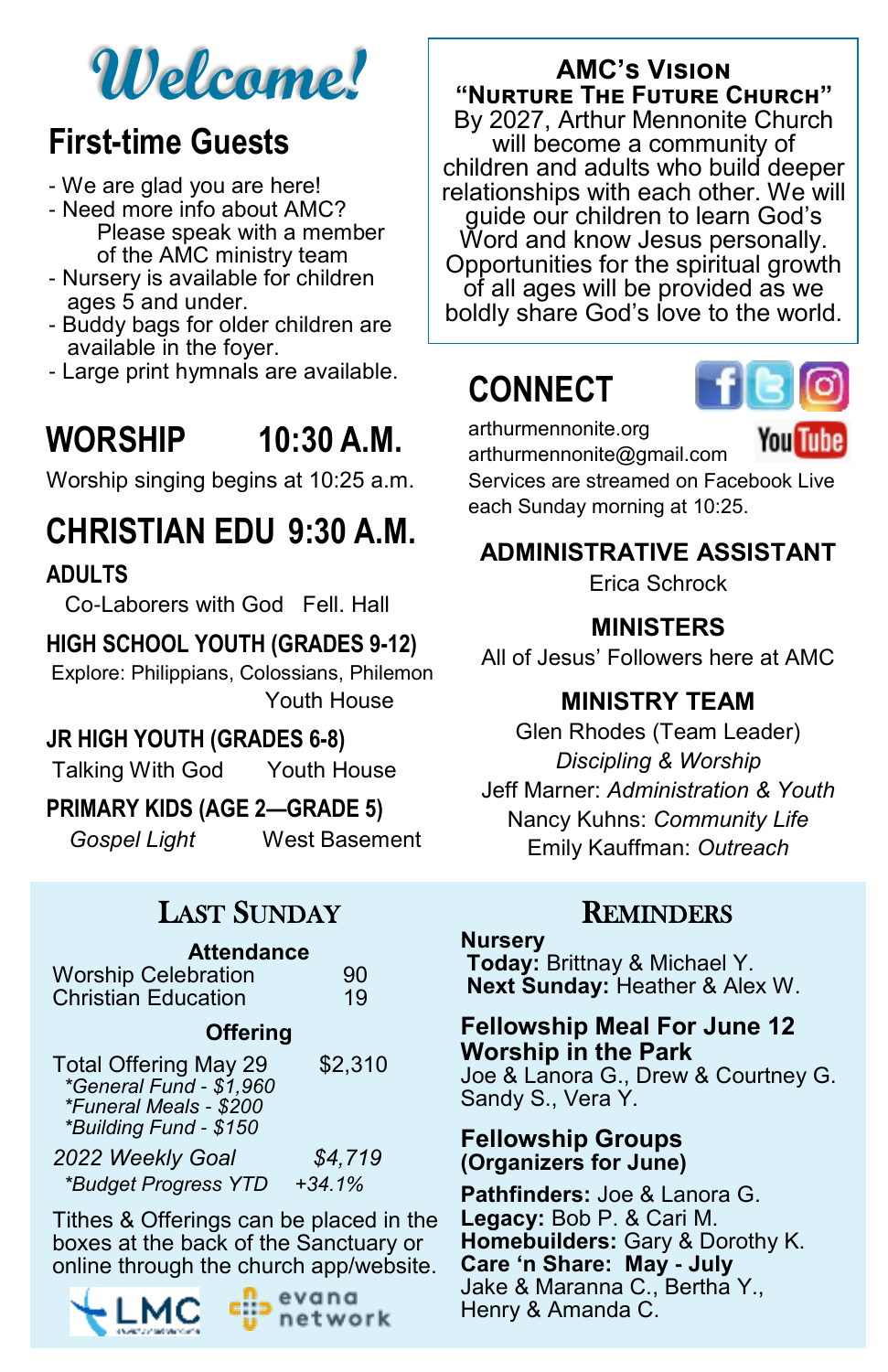# Welcome!

## First-time Guests

- We are glad you are here!
- Need more info about AMC? Please speak with a member of the AMC ministry team
- Nursery is available for children ages 5 and under.
- Buddy bags for older children are available in the foyer.
- Large print hymnals are available.

## WORSHIP 10:30 A.M.

Worship singing begins at 10:25 a.m.

## CHRISTIAN EDU 9:30 A.M.

### ADULTS

Co-Laborers with God   Fell. Hall

### HIGH SCHOOL YOUTH (GRADES 9-12)

Explore: Philippians, Colossians, Philemon   Youth House

### JR HIGH YOUTH (GRADES 6-8)

Talking With God   Youth House

### PRIMARY KIDS (AGE 2—GRADE 5)

*Gospel Light*   West Basement

## AMC's Vision

### "Nurture The Future Church"

By 2027, Arthur Mennonite Church will become a community of children and adults who build deeper relationships with each other. We will guide our children to learn God's Word and know Jesus personally. Opportunities for the spiritual growth of all ages will be provided as we boldly share God's love to the world.

## CONNECT

arthurmennonite.org
arthurmennonite@gmail.com
Services are streamed on Facebook Live each Sunday morning at 10:25.

### ADMINISTRATIVE ASSISTANT

Erica Schrock

### MINISTERS

All of Jesus' Followers here at AMC

### MINISTRY TEAM

Glen Rhodes (Team Leader)
*Discipling & Worship*
Jeff Marner: *Administration & Youth*
Nancy Kuhns: *Community Life*
Emily Kauffman: *Outreach*

## Last Sunday

**Attendance**

| | |
|---|---|
| Worship Celebration | 90 |
| Christian Education | 19 |

**Offering**

| | |
|---|---|
| Total Offering May 29 | $2,310 |
| *\*General Fund - $1,960* | |
| *\*Funeral Meals - $200* | |
| *\*Building Fund - $150* | |
| *2022 Weekly Goal* | *$4,719* |
| *\*Budget Progress YTD* | *+34.1%* |

Tithes & Offerings can be placed in the boxes at the back of the Sanctuary or online through the church app/website.

LMC   evana network

## Reminders

**Nursery**
**Today:** Brittnay & Michael Y.
**Next Sunday:** Heather & Alex W.

**Fellowship Meal For June 12**
**Worship in the Park**
Joe & Lanora G., Drew & Courtney G.
Sandy S., Vera Y.

**Fellowship Groups**
**(Organizers for June)**

**Pathfinders:** Joe & Lanora G.
**Legacy:** Bob P. & Cari M.
**Homebuilders:** Gary & Dorothy K.
**Care 'n Share: May - July**
Jake & Maranna C., Bertha Y.,
Henry & Amanda C.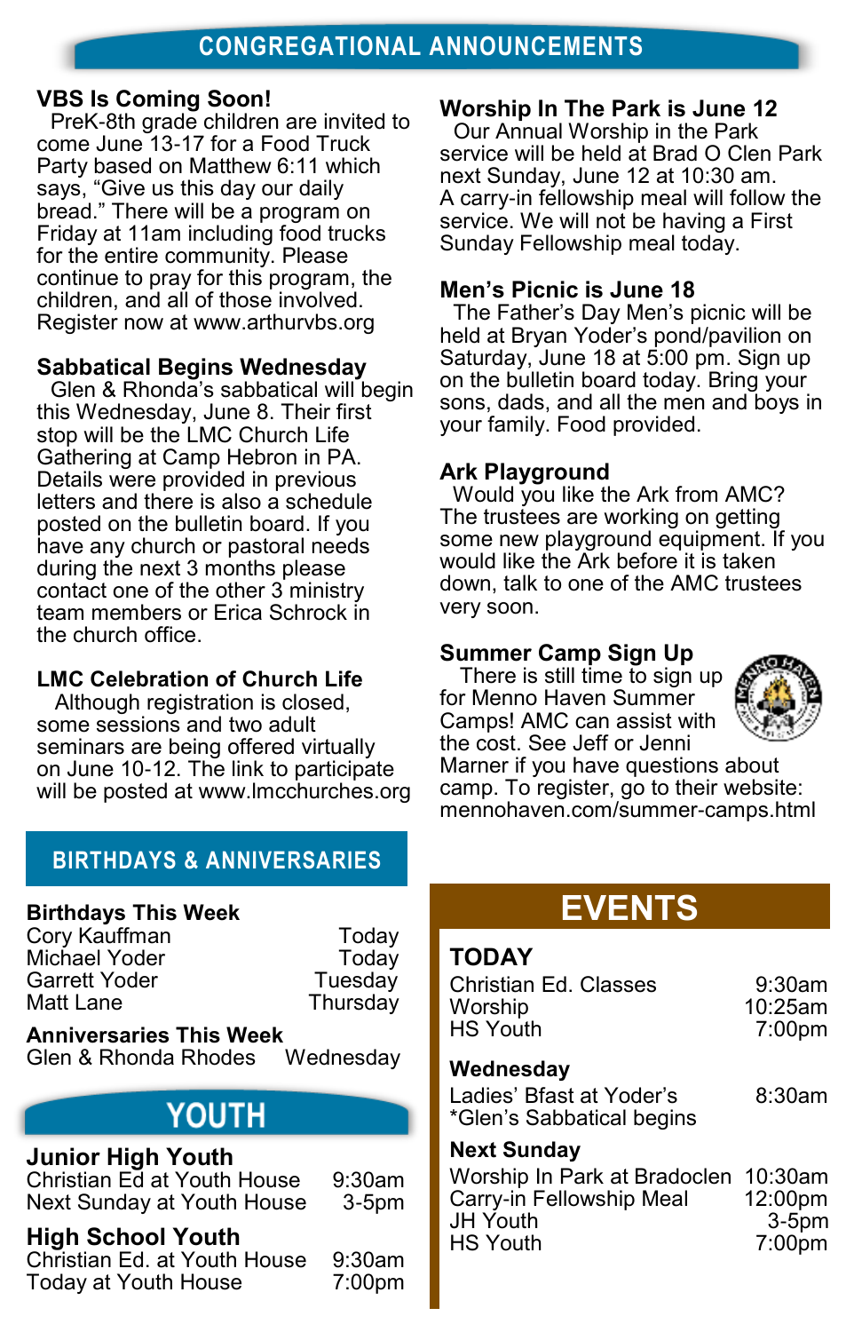# CONGREGATIONAL ANNOUNCEMENTS

### VBS Is Coming Soon!

PreK-8th grade children are invited to come June 13-17 for a Food Truck Party based on Matthew 6:11 which says, "Give us this day our daily bread." There will be a program on Friday at 11am including food trucks for the entire community. Please continue to pray for this program, the children, and all of those involved. Register now at www.arthurvbs.org

### Sabbatical Begins Wednesday

Glen & Rhonda's sabbatical will begin this Wednesday, June 8. Their first stop will be the LMC Church Life Gathering at Camp Hebron in PA. Details were provided in previous letters and there is also a schedule posted on the bulletin board. If you have any church or pastoral needs during the next 3 months please contact one of the other 3 ministry team members or Erica Schrock in the church office.

### LMC Celebration of Church Life

Although registration is closed, some sessions and two adult seminars are being offered virtually on June 10-12. The link to participate will be posted at www.lmcchurches.org

### Worship In The Park is June 12

Our Annual Worship in the Park service will be held at Brad O Clen Park next Sunday, June 12 at 10:30 am. A carry-in fellowship meal will follow the service. We will not be having a First Sunday Fellowship meal today.

### Men's Picnic is June 18

The Father's Day Men's picnic will be held at Bryan Yoder's pond/pavilion on Saturday, June 18 at 5:00 pm. Sign up on the bulletin board today. Bring your sons, dads, and all the men and boys in your family. Food provided.

### Ark Playground

Would you like the Ark from AMC? The trustees are working on getting some new playground equipment. If you would like the Ark before it is taken down, talk to one of the AMC trustees very soon.

### Summer Camp Sign Up

There is still time to sign up for Menno Haven Summer Camps! AMC can assist with the cost. See Jeff or Jenni Marner if you have questions about camp. To register, go to their website: mennohaven.com/summer-camps.html

## BIRTHDAYS & ANNIVERSARIES

**Birthdays This Week**

| | |
|---|---|
| Cory Kauffman | Today |
| Michael Yoder | Today |
| Garrett Yoder | Tuesday |
| Matt Lane | Thursday |

**Anniversaries This Week**

| | |
|---|---|
| Glen & Rhonda Rhodes | Wednesday |

## YOUTH

### Junior High Youth

| | |
|---|---|
| Christian Ed at Youth House | 9:30am |
| Next Sunday at Youth House | 3-5pm |

### High School Youth

| | |
|---|---|
| Christian Ed. at Youth House | 9:30am |
| Today at Youth House | 7:00pm |

## EVENTS

### TODAY

| | |
|---|---|
| Christian Ed. Classes | 9:30am |
| Worship | 10:25am |
| HS Youth | 7:00pm |

### Wednesday

| | |
|---|---|
| Ladies' Bfast at Yoder's | 8:30am |
| *Glen's Sabbatical begins | |

### Next Sunday

| | |
|---|---|
| Worship In Park at Bradoclen | 10:30am |
| Carry-in Fellowship Meal | 12:00pm |
| JH Youth | 3-5pm |
| HS Youth | 7:00pm |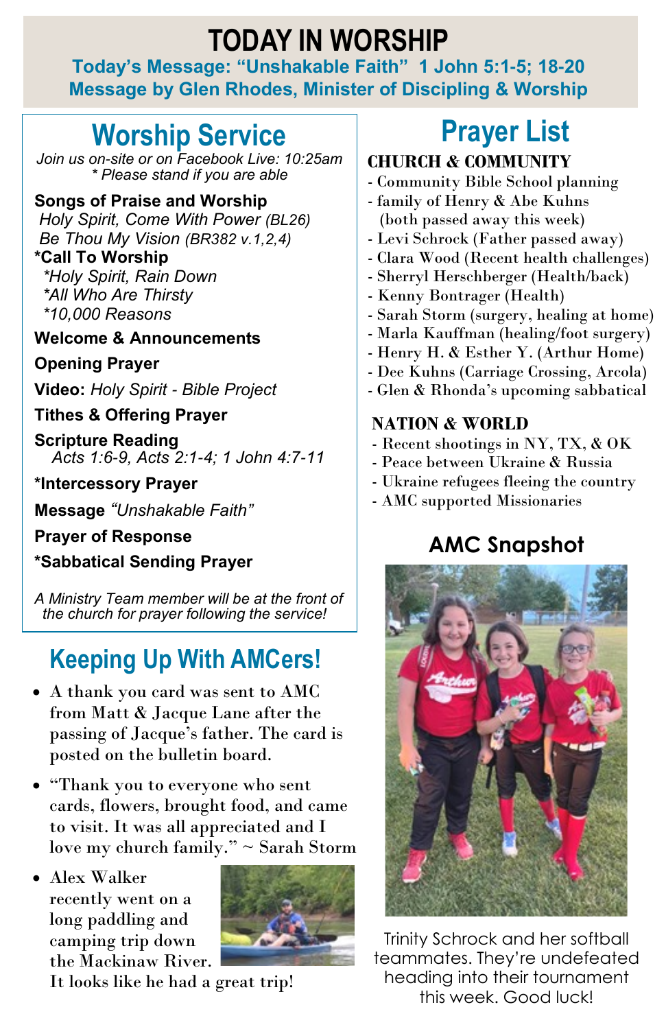# TODAY IN WORSHIP

**Today's Message: "Unshakable Faith" 1 John 5:1-5; 18-20**
**Message by Glen Rhodes, Minister of Discipling & Worship**

## Worship Service

*Join us on-site or on Facebook Live: 10:25am*
** Please stand if you are able*

**Songs of Praise and Worship**
*Holy Spirit, Come With Power* (BL26)
*Be Thou My Vision* (BR382 v.1,2,4)

***Call To Worship**
**Holy Spirit, Rain Down*
**All Who Are Thirsty*
**10,000 Reasons*

**Welcome & Announcements**

**Opening Prayer**

**Video:** *Holy Spirit - Bible Project*

**Tithes & Offering Prayer**

**Scripture Reading**
*Acts 1:6-9, Acts 2:1-4; 1 John 4:7-11*

***Intercessory Prayer**

**Message** *"Unshakable Faith"*

**Prayer of Response**

***Sabbatical Sending Prayer**

*A Ministry Team member will be at the front of the church for prayer following the service!*

## Keeping Up With AMCers!

- A thank you card was sent to AMC from Matt & Jacque Lane after the passing of Jacque's father. The card is posted on the bulletin board.
- "Thank you to everyone who sent cards, flowers, brought food, and came to visit. It was all appreciated and I love my church family." ~ Sarah Storm
- Alex Walker recently went on a long paddling and camping trip down the Mackinaw River. It looks like he had a great trip!

## Prayer List

**CHURCH & COMMUNITY**

- Community Bible School planning
- family of Henry & Abe Kuhns (both passed away this week)
- Levi Schrock (Father passed away)
- Clara Wood (Recent health challenges)
- Sherryl Herschberger (Health/back)
- Kenny Bontrager (Health)
- Sarah Storm (surgery, healing at home)
- Marla Kauffman (healing/foot surgery)
- Henry H. & Esther Y. (Arthur Home)
- Dee Kuhns (Carriage Crossing, Arcola)
- Glen & Rhonda's upcoming sabbatical

**NATION & WORLD**

- Recent shootings in NY, TX, & OK
- Peace between Ukraine & Russia
- Ukraine refugees fleeing the country
- AMC supported Missionaries

## AMC Snapshot

Trinity Schrock and her softball teammates. They're undefeated heading into their tournament this week. Good luck!